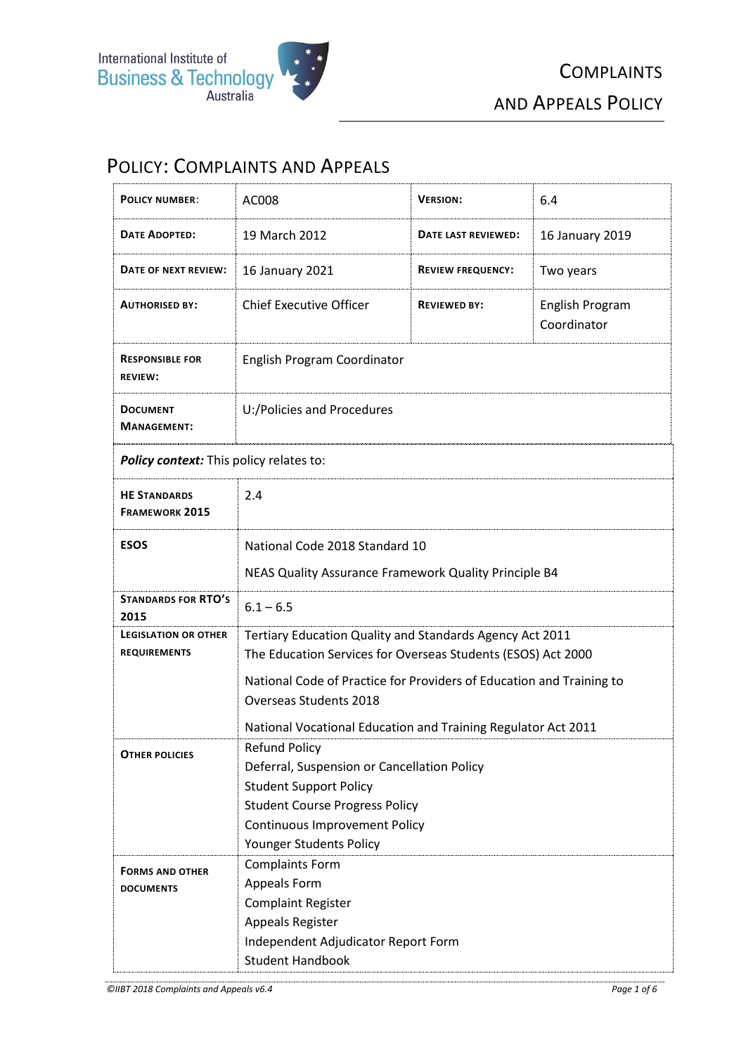# Policy: Complaints and Appeals

| | | | |
|---|---|---|---|
| **Policy Number:** | AC008 | **Version:** | 6.4 |
| **Date Adopted:** | 19 March 2012 | **Date Last Reviewed:** | 16 January 2019 |
| **Date of Next Review:** | 16 January 2021 | **Review Frequency:** | Two years |
| **Authorised By:** | Chief Executive Officer | **Reviewed By:** | English Program Coordinator |
| **Responsible for Review:** | English Program Coordinator | | |
| **Document Management:** | U:/Policies and Procedures | | |

***Policy context:*** This policy relates to:

| | |
|---|---|
| **HE Standards Framework 2015** | 2.4 |
| **ESOS** | National Code 2018 Standard 10<br>NEAS Quality Assurance Framework Quality Principle B4 |
| **Standards for RTO's 2015** | 6.1 – 6.5 |
| **Legislation or Other Requirements** | Tertiary Education Quality and Standards Agency Act 2011<br>The Education Services for Overseas Students (ESOS) Act 2000<br>National Code of Practice for Providers of Education and Training to Overseas Students 2018<br>National Vocational Education and Training Regulator Act 2011 |
| **Other Policies** | Refund Policy<br>Deferral, Suspension or Cancellation Policy<br>Student Support Policy<br>Student Course Progress Policy<br>Continuous Improvement Policy<br>Younger Students Policy |
| **Forms and Other Documents** | Complaints Form<br>Appeals Form<br>Complaint Register<br>Appeals Register<br>Independent Adjudicator Report Form<br>Student Handbook |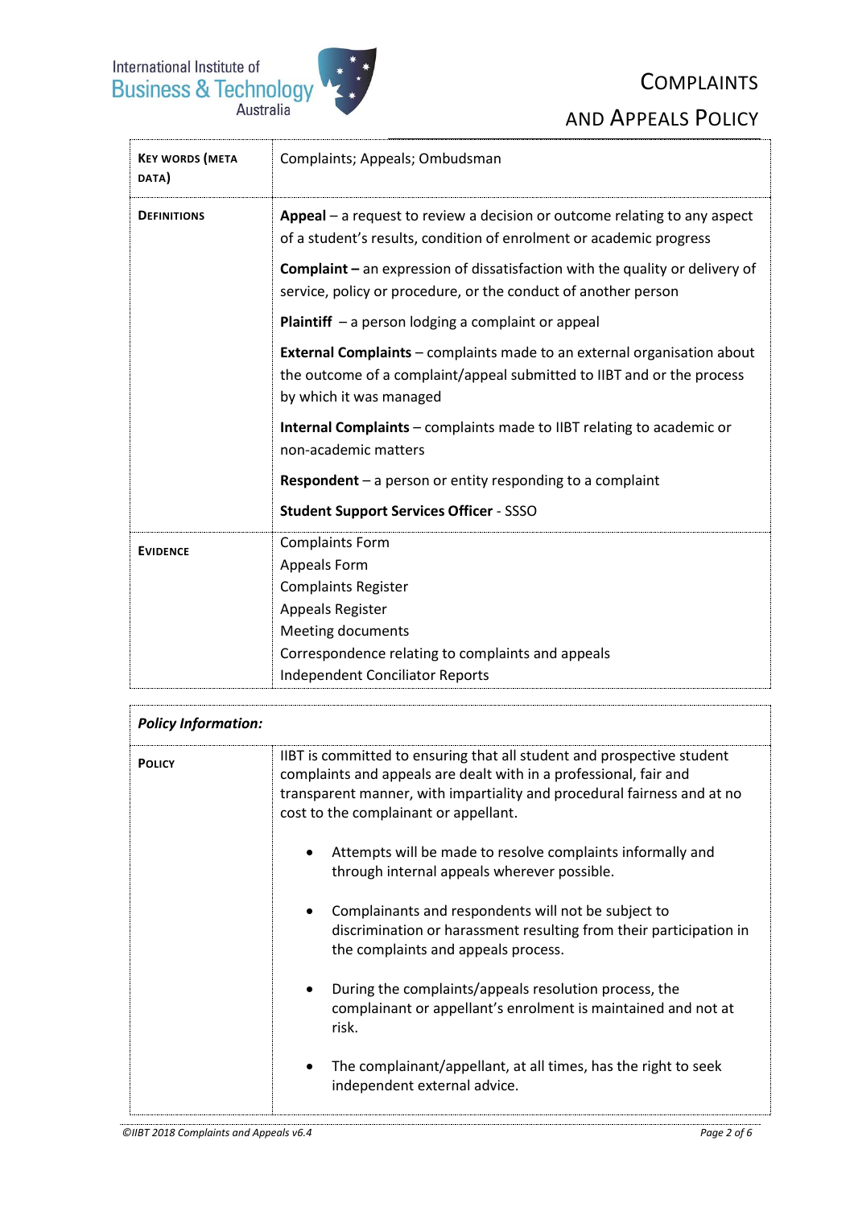| **Key words (meta data)** | Complaints; Appeals; Ombudsman |
| --- | --- |
| **Definitions** | **Appeal** – a request to review a decision or outcome relating to any aspect of a student's results, condition of enrolment or academic progress<br><br>**Complaint –** an expression of dissatisfaction with the quality or delivery of service, policy or procedure, or the conduct of another person<br><br>**Plaintiff** – a person lodging a complaint or appeal<br><br>**External Complaints** – complaints made to an external organisation about the outcome of a complaint/appeal submitted to IIBT and or the process by which it was managed<br><br>**Internal Complaints** – complaints made to IIBT relating to academic or non-academic matters<br><br>**Respondent** – a person or entity responding to a complaint<br><br>**Student Support Services Officer** - SSSO |
| **Evidence** | Complaints Form<br>Appeals Form<br>Complaints Register<br>Appeals Register<br>Meeting documents<br>Correspondence relating to complaints and appeals<br>Independent Conciliator Reports |

| ***Policy Information:*** | |
| --- | --- |
| **Policy** | IIBT is committed to ensuring that all student and prospective student complaints and appeals are dealt with in a professional, fair and transparent manner, with impartiality and procedural fairness and at no cost to the complainant or appellant.<br><br>• Attempts will be made to resolve complaints informally and through internal appeals wherever possible.<br><br>• Complainants and respondents will not be subject to discrimination or harassment resulting from their participation in the complaints and appeals process.<br><br>• During the complaints/appeals resolution process, the complainant or appellant's enrolment is maintained and not at risk.<br><br>• The complainant/appellant, at all times, has the right to seek independent external advice. |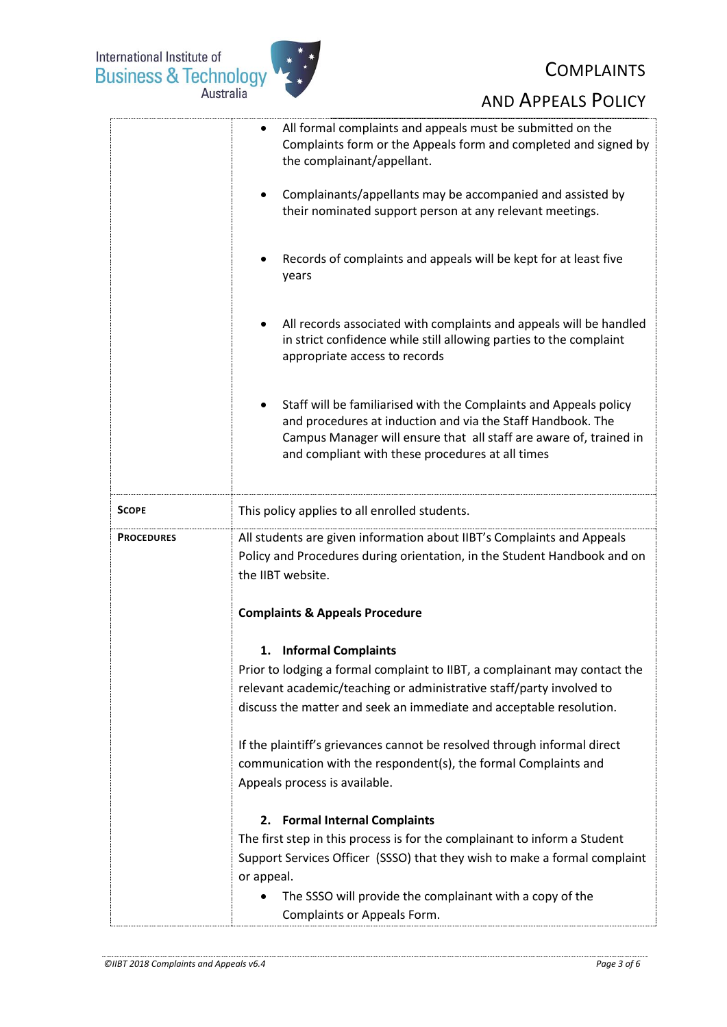| | |
|---|---|
| | • All formal complaints and appeals must be submitted on the Complaints form or the Appeals form and completed and signed by the complainant/appellant.<br><br>• Complainants/appellants may be accompanied and assisted by their nominated support person at any relevant meetings.<br><br>• Records of complaints and appeals will be kept for at least five years<br><br>• All records associated with complaints and appeals will be handled in strict confidence while still allowing parties to the complaint appropriate access to records<br><br>• Staff will be familiarised with the Complaints and Appeals policy and procedures at induction and via the Staff Handbook. The Campus Manager will ensure that all staff are aware of, trained in and compliant with these procedures at all times |
| **SCOPE** | This policy applies to all enrolled students. |
| **PROCEDURES** | All students are given information about IIBT's Complaints and Appeals Policy and Procedures during orientation, in the Student Handbook and on the IIBT website.<br><br>**Complaints & Appeals Procedure**<br><br>**1. Informal Complaints**<br>Prior to lodging a formal complaint to IIBT, a complainant may contact the relevant academic/teaching or administrative staff/party involved to discuss the matter and seek an immediate and acceptable resolution.<br><br>If the plaintiff's grievances cannot be resolved through informal direct communication with the respondent(s), the formal Complaints and Appeals process is available.<br><br>**2. Formal Internal Complaints**<br>The first step in this process is for the complainant to inform a Student Support Services Officer (SSSO) that they wish to make a formal complaint or appeal.<br>• The SSSO will provide the complainant with a copy of the Complaints or Appeals Form. |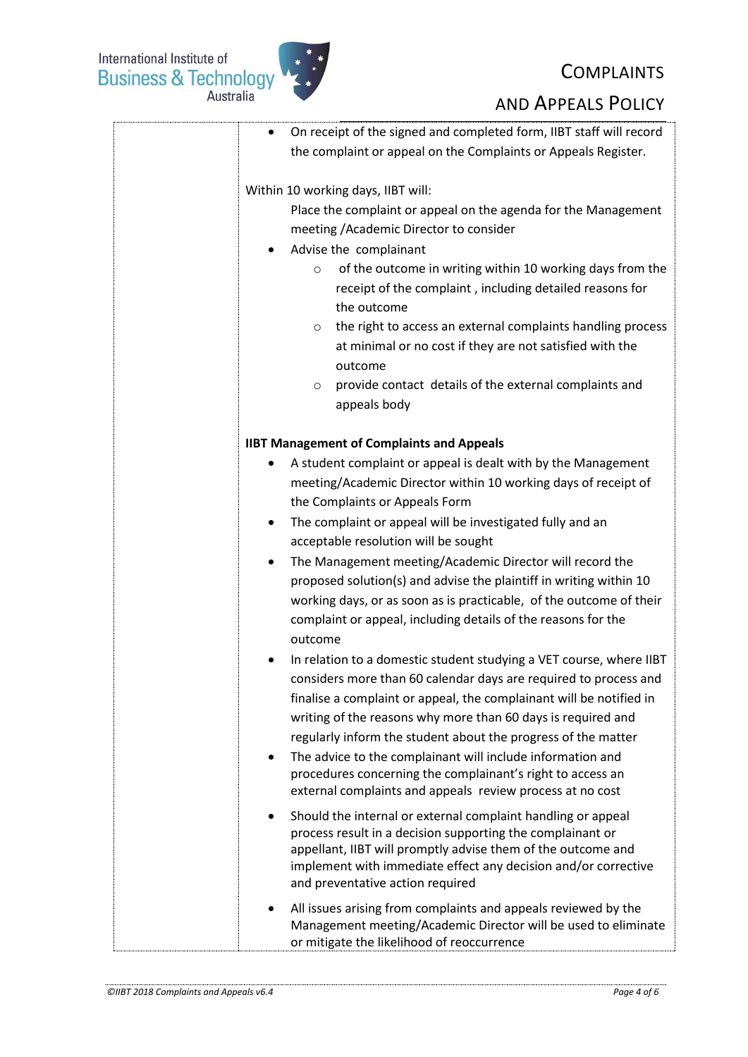- On receipt of the signed and completed form, IIBT staff will record the complaint or appeal on the Complaints or Appeals Register.

Within 10 working days, IIBT will:

Place the complaint or appeal on the agenda for the Management meeting /Academic Director to consider

- Advise the complainant
  - of the outcome in writing within 10 working days from the receipt of the complaint , including detailed reasons for the outcome
  - the right to access an external complaints handling process at minimal or no cost if they are not satisfied with the outcome
  - provide contact details of the external complaints and appeals body

**IIBT Management of Complaints and Appeals**

- A student complaint or appeal is dealt with by the Management meeting/Academic Director within 10 working days of receipt of the Complaints or Appeals Form
- The complaint or appeal will be investigated fully and an acceptable resolution will be sought
- The Management meeting/Academic Director will record the proposed solution(s) and advise the plaintiff in writing within 10 working days, or as soon as is practicable, of the outcome of their complaint or appeal, including details of the reasons for the outcome
- In relation to a domestic student studying a VET course, where IIBT considers more than 60 calendar days are required to process and finalise a complaint or appeal, the complainant will be notified in writing of the reasons why more than 60 days is required and regularly inform the student about the progress of the matter
- The advice to the complainant will include information and procedures concerning the complainant's right to access an external complaints and appeals review process at no cost
- Should the internal or external complaint handling or appeal process result in a decision supporting the complainant or appellant, IIBT will promptly advise them of the outcome and implement with immediate effect any decision and/or corrective and preventative action required
- All issues arising from complaints and appeals reviewed by the Management meeting/Academic Director will be used to eliminate or mitigate the likelihood of reoccurrence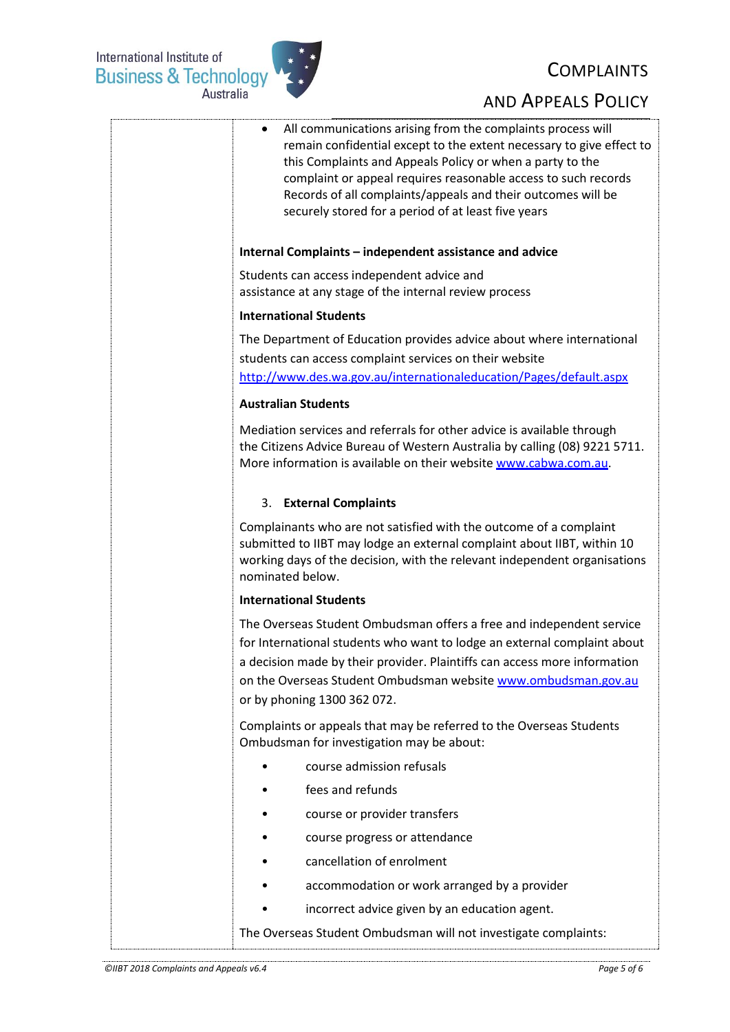- All communications arising from the complaints process will remain confidential except to the extent necessary to give effect to this Complaints and Appeals Policy or when a party to the complaint or appeal requires reasonable access to such records Records of all complaints/appeals and their outcomes will be securely stored for a period of at least five years

**Internal Complaints – independent assistance and advice**

Students can access independent advice and assistance at any stage of the internal review process

**International Students**

The Department of Education provides advice about where international students can access complaint services on their website http://www.des.wa.gov.au/internationaleducation/Pages/default.aspx

**Australian Students**

Mediation services and referrals for other advice is available through the Citizens Advice Bureau of Western Australia by calling (08) 9221 5711. More information is available on their website www.cabwa.com.au.

3. **External Complaints**

Complainants who are not satisfied with the outcome of a complaint submitted to IIBT may lodge an external complaint about IIBT, within 10 working days of the decision, with the relevant independent organisations nominated below.

**International Students**

The Overseas Student Ombudsman offers a free and independent service for International students who want to lodge an external complaint about a decision made by their provider. Plaintiffs can access more information on the Overseas Student Ombudsman website www.ombudsman.gov.au or by phoning 1300 362 072.

Complaints or appeals that may be referred to the Overseas Students Ombudsman for investigation may be about:

- course admission refusals
- fees and refunds
- course or provider transfers
- course progress or attendance
- cancellation of enrolment
- accommodation or work arranged by a provider
- incorrect advice given by an education agent.

The Overseas Student Ombudsman will not investigate complaints: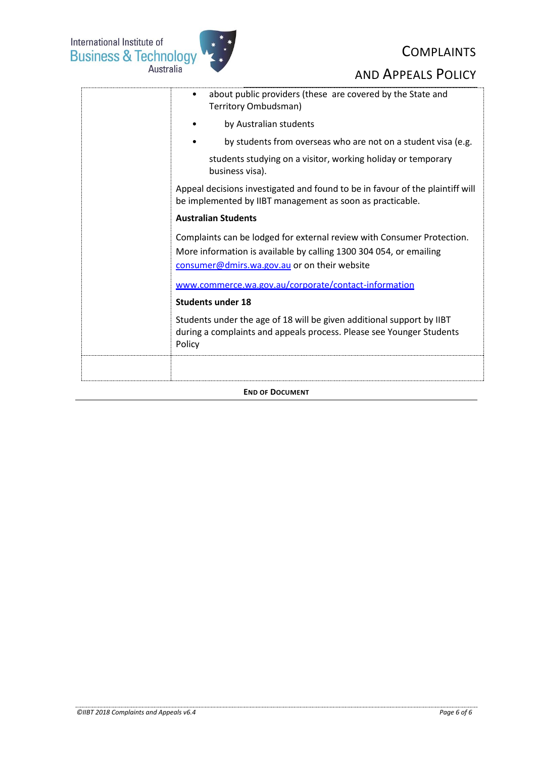| | |
|---|---|
| | • about public providers (these are covered by the State and Territory Ombudsman)<br>• by Australian students<br>• by students from overseas who are not on a student visa (e.g. students studying on a visitor, working holiday or temporary business visa).<br><br>Appeal decisions investigated and found to be in favour of the plaintiff will be implemented by IIBT management as soon as practicable.<br><br>**Australian Students**<br><br>Complaints can be lodged for external review with Consumer Protection. More information is available by calling 1300 304 054, or emailing consumer@dmirs.wa.gov.au or on their website<br><br>www.commerce.wa.gov.au/corporate/contact-information<br><br>**Students under 18**<br><br>Students under the age of 18 will be given additional support by IIBT during a complaints and appeals process. Please see Younger Students Policy |
| | |

**END OF DOCUMENT**